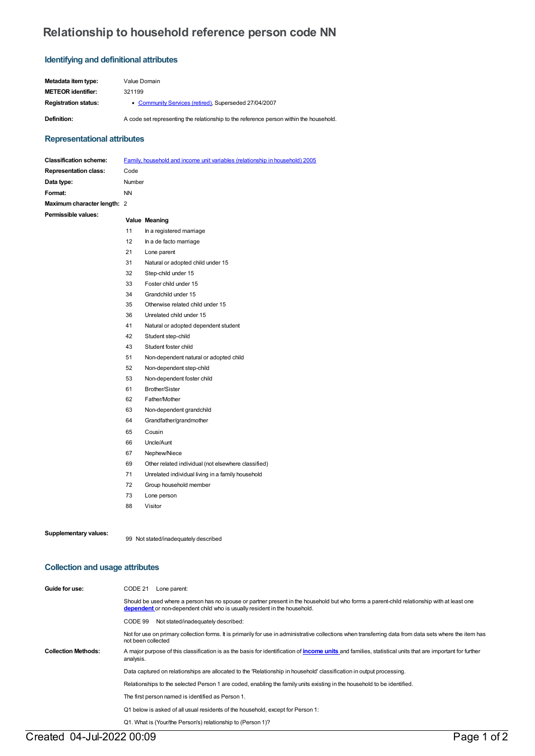# Relationship to household reference person code NN

## Identifying and definitional attributes

| | |
|---|---|
| **Metadata item type:** | Value Domain |
| **METEOR identifier:** | 321199 |
| **Registration status:** | • Community Services (retired), Superseded 27/04/2007 |
| **Definition:** | A code set representing the relationship to the reference person within the household. |

## Representational attributes

| | |
|---|---|
| **Classification scheme:** | Family, household and income unit variables (relationship in household) 2005 |
| **Representation class:** | Code |
| **Data type:** | Number |
| **Format:** | NN |
| **Maximum character length:** | 2 |

**Permissible values:**

| Value | Meaning |
|---|---|
| 11 | In a registered marriage |
| 12 | In a de facto marriage |
| 21 | Lone parent |
| 31 | Natural or adopted child under 15 |
| 32 | Step-child under 15 |
| 33 | Foster child under 15 |
| 34 | Grandchild under 15 |
| 35 | Otherwise related child under 15 |
| 36 | Unrelated child under 15 |
| 41 | Natural or adopted dependent student |
| 42 | Student step-child |
| 43 | Student foster child |
| 51 | Non-dependent natural or adopted child |
| 52 | Non-dependent step-child |
| 53 | Non-dependent foster child |
| 61 | Brother/Sister |
| 62 | Father/Mother |
| 63 | Non-dependent grandchild |
| 64 | Grandfather/grandmother |
| 65 | Cousin |
| 66 | Uncle/Aunt |
| 67 | Nephew/Niece |
| 69 | Other related individual (not elsewhere classified) |
| 71 | Unrelated individual living in a family household |
| 72 | Group household member |
| 73 | Lone person |
| 88 | Visitor |

**Supplementary values:**

| Value | Meaning |
|---|---|
| 99 | Not stated/inadequately described |

## Collection and usage attributes

**Guide for use:**

CODE 21 Lone parent:

Should be used where a person has no spouse or partner present in the household but who forms a parent-child relationship with at least one **dependent** or non-dependent child who is usually resident in the household.

CODE 99 Not stated/inadequately described:

Not for use on primary collection forms. It is primarily for use in administrative collections when transferring data from data sets where the item has not been collected

**Collection Methods:**

A major purpose of this classification is as the basis for identification of **income units** and families, statistical units that are important for further analysis.

Data captured on relationships are allocated to the 'Relationship in household' classification in output processing.

Relationships to the selected Person 1 are coded, enabling the family units existing in the household to be identified.

The first person named is identified as Person 1.

Q1 below is asked of all usual residents of the household, except for Person 1:

Q1. What is (Your/the Person's) relationship to (Person 1)?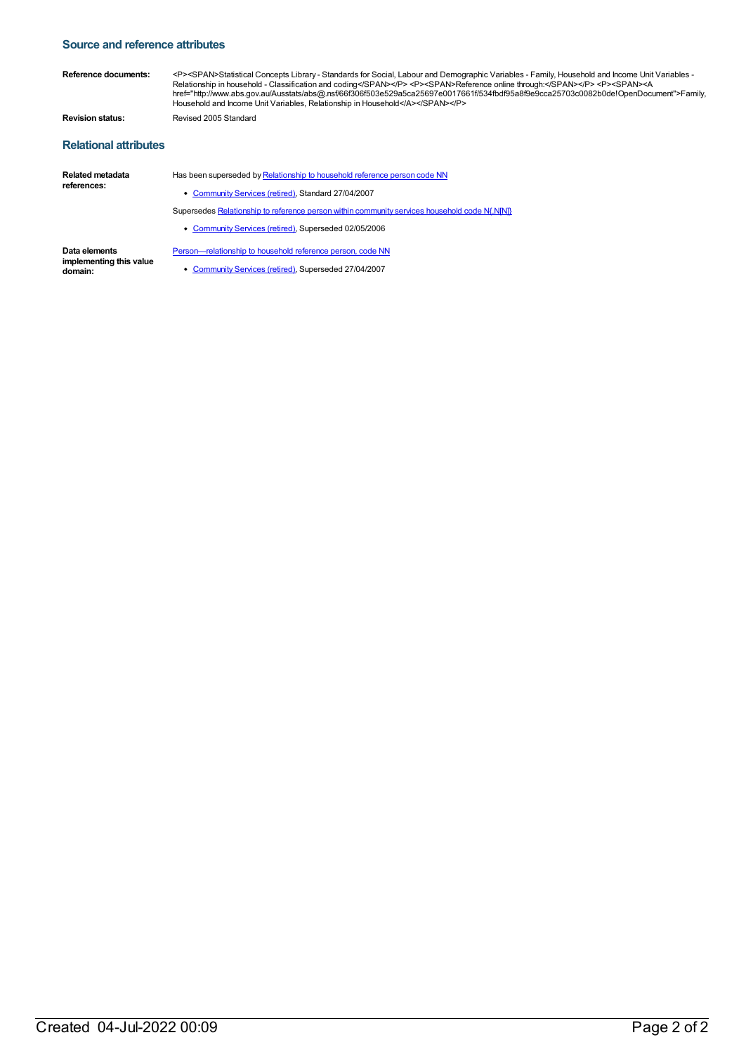### Source and reference attributes

**Reference documents:** <P><SPAN>Statistical Concepts Library - Standards for Social, Labour and Demographic Variables - Family, Household and Income Unit Variables - Relationship in household - Classification and coding</SPAN></P> <P><SPAN>Reference online through:</SPAN></P> <P><SPAN><A href="http://www.abs.gov.au/Ausstats/abs@.nsf/66f306f503e529a5ca25697e0017661f/534fbdf95a8f9e9cca25703c0082b0de!OpenDocument">Family, Household and Income Unit Variables, Relationship in Household</A></SPAN></P>

**Revision status:** Revised 2005 Standard

### Relational attributes

**Related metadata references:**

Has been superseded by Relationship to household reference person code NN

- Community Services (retired), Standard 27/04/2007

Supersedes Relationship to reference person within community services household code N{.N[N]}

- Community Services (retired), Superseded 02/05/2006

**Data elements implementing this value domain:**

Person—relationship to household reference person, code NN

- Community Services (retired), Superseded 27/04/2007